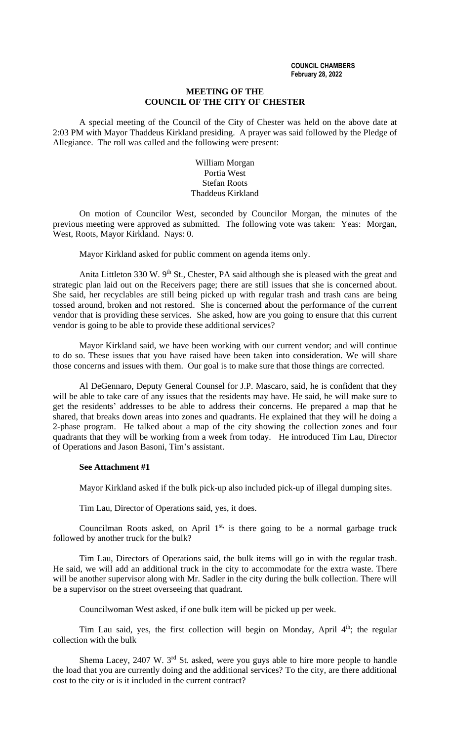**COUNCIL CHAMBERS**
**February 28, 2022**

## MEETING OF THE
## COUNCIL OF THE CITY OF CHESTER

A special meeting of the Council of the City of Chester was held on the above date at 2:03 PM with Mayor Thaddeus Kirkland presiding. A prayer was said followed by the Pledge of Allegiance. The roll was called and the following were present:

William Morgan
Portia West
Stefan Roots
Thaddeus Kirkland

On motion of Councilor West, seconded by Councilor Morgan, the minutes of the previous meeting were approved as submitted. The following vote was taken: Yeas: Morgan, West, Roots, Mayor Kirkland. Nays: 0.

Mayor Kirkland asked for public comment on agenda items only.

Anita Littleton 330 W. 9th St., Chester, PA said although she is pleased with the great and strategic plan laid out on the Receivers page; there are still issues that she is concerned about. She said, her recyclables are still being picked up with regular trash and trash cans are being tossed around, broken and not restored. She is concerned about the performance of the current vendor that is providing these services. She asked, how are you going to ensure that this current vendor is going to be able to provide these additional services?

Mayor Kirkland said, we have been working with our current vendor; and will continue to do so. These issues that you have raised have been taken into consideration. We will share those concerns and issues with them. Our goal is to make sure that those things are corrected.

Al DeGennaro, Deputy General Counsel for J.P. Mascaro, said, he is confident that they will be able to take care of any issues that the residents may have. He said, he will make sure to get the residents' addresses to be able to address their concerns. He prepared a map that he shared, that breaks down areas into zones and quadrants. He explained that they will he doing a 2-phase program. He talked about a map of the city showing the collection zones and four quadrants that they will be working from a week from today. He introduced Tim Lau, Director of Operations and Jason Basoni, Tim's assistant.

**See Attachment #1**

Mayor Kirkland asked if the bulk pick-up also included pick-up of illegal dumping sites.

Tim Lau, Director of Operations said, yes, it does.

Councilman Roots asked, on April 1st, is there going to be a normal garbage truck followed by another truck for the bulk?

Tim Lau, Directors of Operations said, the bulk items will go in with the regular trash. He said, we will add an additional truck in the city to accommodate for the extra waste. There will be another supervisor along with Mr. Sadler in the city during the bulk collection. There will be a supervisor on the street overseeing that quadrant.

Councilwoman West asked, if one bulk item will be picked up per week.

Tim Lau said, yes, the first collection will begin on Monday, April 4th; the regular collection with the bulk

Shema Lacey, 2407 W. 3rd St. asked, were you guys able to hire more people to handle the load that you are currently doing and the additional services? To the city, are there additional cost to the city or is it included in the current contract?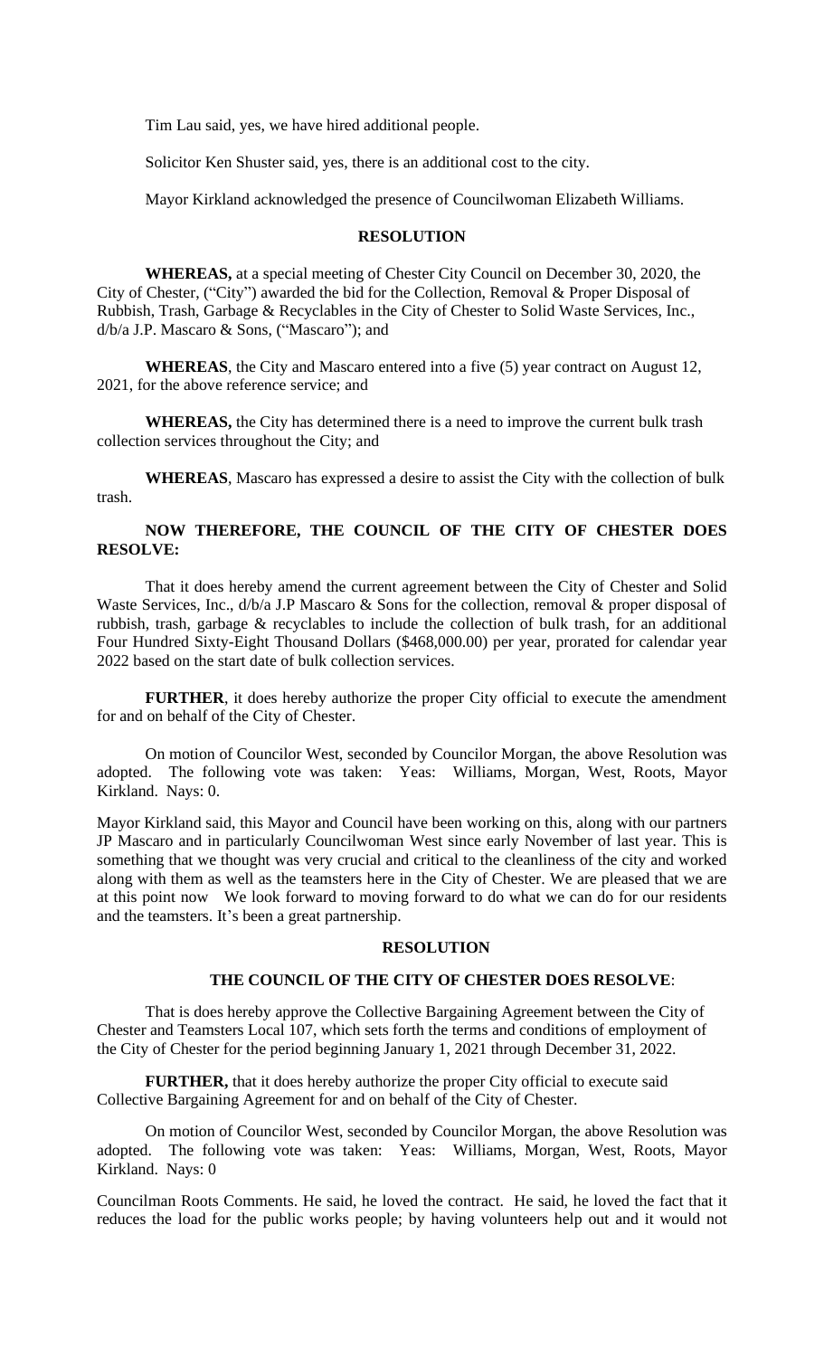Tim Lau said, yes, we have hired additional people.

Solicitor Ken Shuster said, yes, there is an additional cost to the city.

Mayor Kirkland acknowledged the presence of Councilwoman Elizabeth Williams.

## RESOLUTION

**WHEREAS,** at a special meeting of Chester City Council on December 30, 2020, the City of Chester, ("City") awarded the bid for the Collection, Removal & Proper Disposal of Rubbish, Trash, Garbage & Recyclables in the City of Chester to Solid Waste Services, Inc., d/b/a J.P. Mascaro & Sons, ("Mascaro"); and

**WHEREAS**, the City and Mascaro entered into a five (5) year contract on August 12, 2021, for the above reference service; and

**WHEREAS,** the City has determined there is a need to improve the current bulk trash collection services throughout the City; and

**WHEREAS**, Mascaro has expressed a desire to assist the City with the collection of bulk trash.

**NOW THEREFORE, THE COUNCIL OF THE CITY OF CHESTER DOES RESOLVE:**

That it does hereby amend the current agreement between the City of Chester and Solid Waste Services, Inc., d/b/a J.P Mascaro & Sons for the collection, removal & proper disposal of rubbish, trash, garbage & recyclables to include the collection of bulk trash, for an additional Four Hundred Sixty-Eight Thousand Dollars ($468,000.00) per year, prorated for calendar year 2022 based on the start date of bulk collection services.

**FURTHER**, it does hereby authorize the proper City official to execute the amendment for and on behalf of the City of Chester.

On motion of Councilor West, seconded by Councilor Morgan, the above Resolution was adopted. The following vote was taken: Yeas: Williams, Morgan, West, Roots, Mayor Kirkland. Nays: 0.

Mayor Kirkland said, this Mayor and Council have been working on this, along with our partners JP Mascaro and in particularly Councilwoman West since early November of last year. This is something that we thought was very crucial and critical to the cleanliness of the city and worked along with them as well as the teamsters here in the City of Chester. We are pleased that we are at this point now We look forward to moving forward to do what we can do for our residents and the teamsters. It's been a great partnership.

## RESOLUTION

**THE COUNCIL OF THE CITY OF CHESTER DOES RESOLVE**:

That is does hereby approve the Collective Bargaining Agreement between the City of Chester and Teamsters Local 107, which sets forth the terms and conditions of employment of the City of Chester for the period beginning January 1, 2021 through December 31, 2022.

**FURTHER,** that it does hereby authorize the proper City official to execute said Collective Bargaining Agreement for and on behalf of the City of Chester.

On motion of Councilor West, seconded by Councilor Morgan, the above Resolution was adopted. The following vote was taken: Yeas: Williams, Morgan, West, Roots, Mayor Kirkland. Nays: 0

Councilman Roots Comments. He said, he loved the contract. He said, he loved the fact that it reduces the load for the public works people; by having volunteers help out and it would not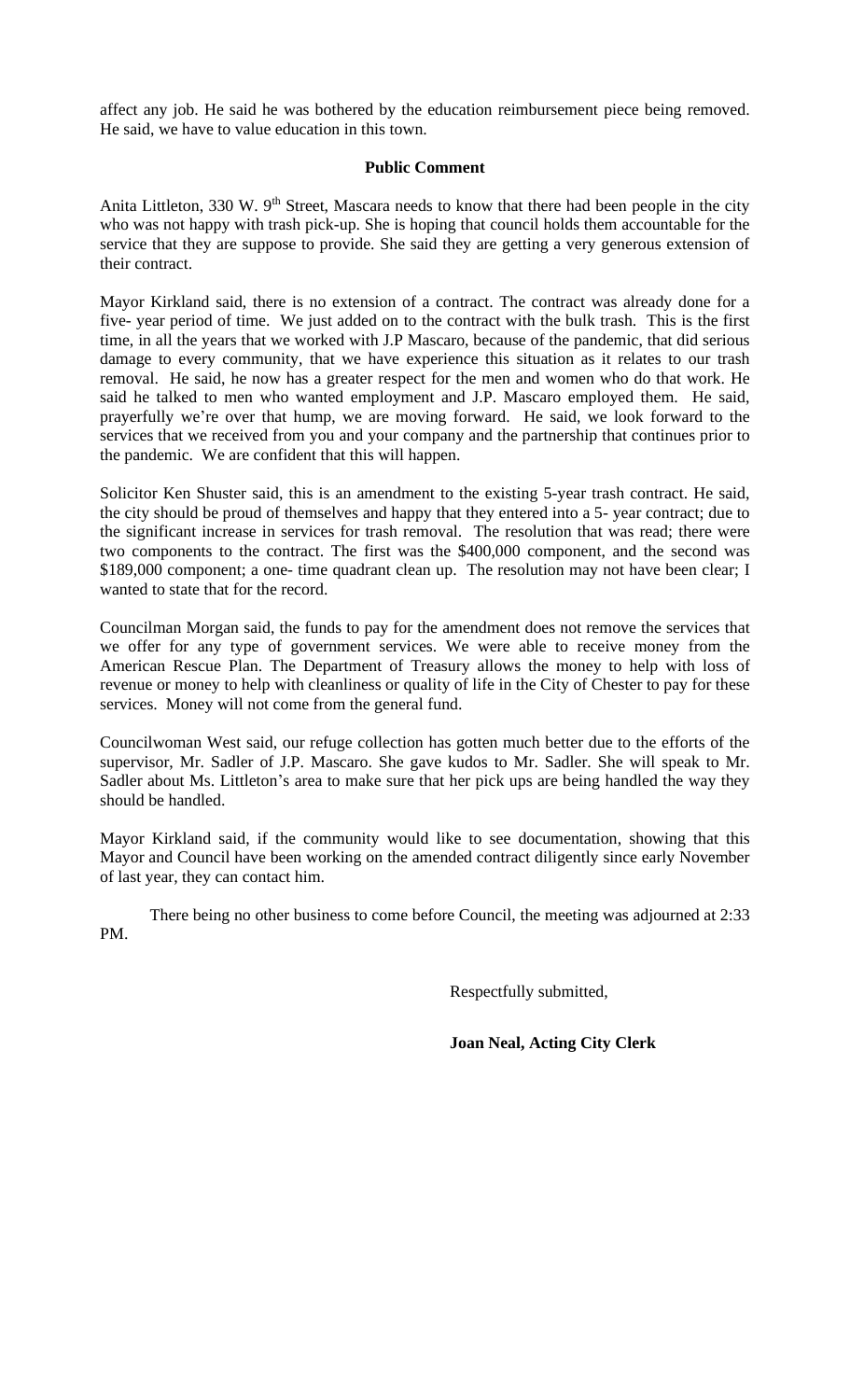affect any job. He said he was bothered by the education reimbursement piece being removed. He said, we have to value education in this town.

**Public Comment**

Anita Littleton, 330 W. 9th Street, Mascara needs to know that there had been people in the city who was not happy with trash pick-up. She is hoping that council holds them accountable for the service that they are suppose to provide. She said they are getting a very generous extension of their contract.

Mayor Kirkland said, there is no extension of a contract. The contract was already done for a five- year period of time. We just added on to the contract with the bulk trash. This is the first time, in all the years that we worked with J.P Mascaro, because of the pandemic, that did serious damage to every community, that we have experience this situation as it relates to our trash removal. He said, he now has a greater respect for the men and women who do that work. He said he talked to men who wanted employment and J.P. Mascaro employed them. He said, prayerfully we're over that hump, we are moving forward. He said, we look forward to the services that we received from you and your company and the partnership that continues prior to the pandemic. We are confident that this will happen.

Solicitor Ken Shuster said, this is an amendment to the existing 5-year trash contract. He said, the city should be proud of themselves and happy that they entered into a 5- year contract; due to the significant increase in services for trash removal. The resolution that was read; there were two components to the contract. The first was the $400,000 component, and the second was $189,000 component; a one- time quadrant clean up. The resolution may not have been clear; I wanted to state that for the record.

Councilman Morgan said, the funds to pay for the amendment does not remove the services that we offer for any type of government services. We were able to receive money from the American Rescue Plan. The Department of Treasury allows the money to help with loss of revenue or money to help with cleanliness or quality of life in the City of Chester to pay for these services. Money will not come from the general fund.

Councilwoman West said, our refuge collection has gotten much better due to the efforts of the supervisor, Mr. Sadler of J.P. Mascaro. She gave kudos to Mr. Sadler. She will speak to Mr. Sadler about Ms. Littleton's area to make sure that her pick ups are being handled the way they should be handled.

Mayor Kirkland said, if the community would like to see documentation, showing that this Mayor and Council have been working on the amended contract diligently since early November of last year, they can contact him.

There being no other business to come before Council, the meeting was adjourned at 2:33 PM.

Respectfully submitted,

**Joan Neal, Acting City Clerk**